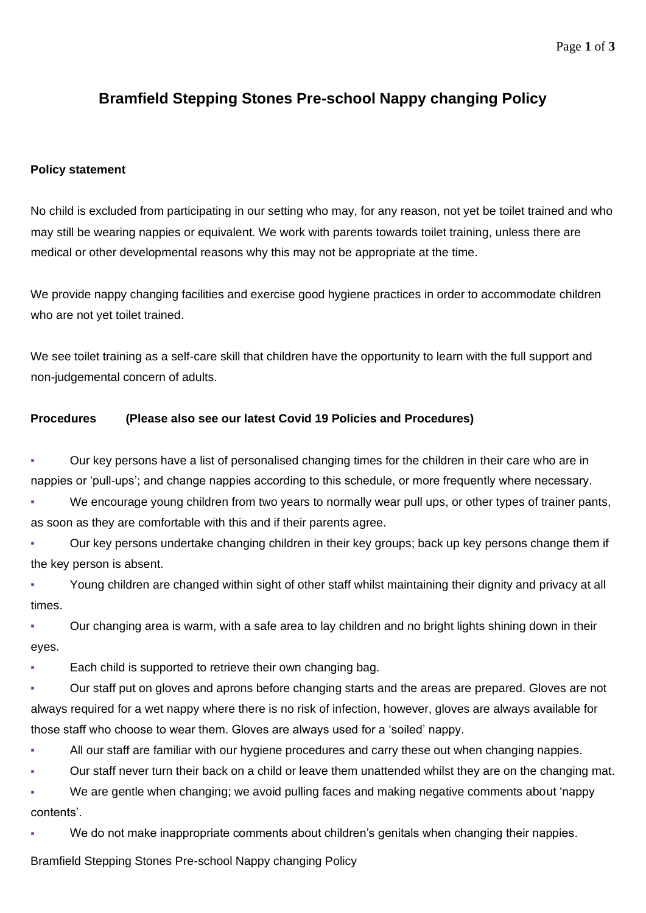# Bramfield Stepping Stones Pre-school Nappy changing Policy

## Policy statement

No child is excluded from participating in our setting who may, for any reason, not yet be toilet trained and who may still be wearing nappies or equivalent. We work with parents towards toilet training, unless there are medical or other developmental reasons why this may not be appropriate at the time.

We provide nappy changing facilities and exercise good hygiene practices in order to accommodate children who are not yet toilet trained.

We see toilet training as a self-care skill that children have the opportunity to learn with the full support and non-judgemental concern of adults.

## Procedures (Please also see our latest Covid 19 Policies and Procedures)

- Our key persons have a list of personalised changing times for the children in their care who are in nappies or 'pull-ups'; and change nappies according to this schedule, or more frequently where necessary.
- We encourage young children from two years to normally wear pull ups, or other types of trainer pants, as soon as they are comfortable with this and if their parents agree.
- Our key persons undertake changing children in their key groups; back up key persons change them if the key person is absent.
- Young children are changed within sight of other staff whilst maintaining their dignity and privacy at all times.
- Our changing area is warm, with a safe area to lay children and no bright lights shining down in their eyes.
- Each child is supported to retrieve their own changing bag.
- Our staff put on gloves and aprons before changing starts and the areas are prepared. Gloves are not always required for a wet nappy where there is no risk of infection, however, gloves are always available for those staff who choose to wear them. Gloves are always used for a 'soiled' nappy.
- All our staff are familiar with our hygiene procedures and carry these out when changing nappies.
- Our staff never turn their back on a child or leave them unattended whilst they are on the changing mat.
- We are gentle when changing; we avoid pulling faces and making negative comments about 'nappy contents'.
- We do not make inappropriate comments about children's genitals when changing their nappies.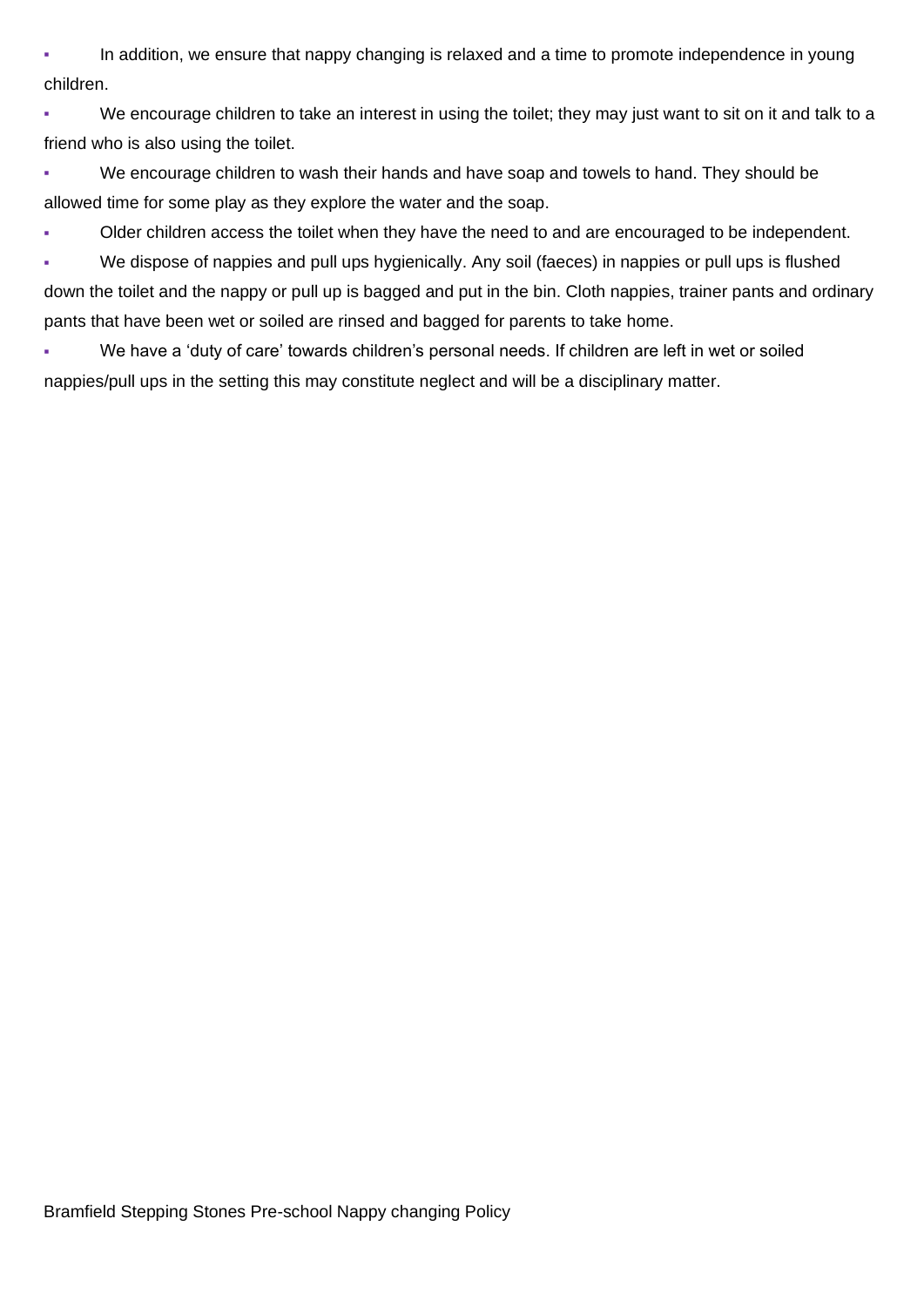- In addition, we ensure that nappy changing is relaxed and a time to promote independence in young children.
- We encourage children to take an interest in using the toilet; they may just want to sit on it and talk to a friend who is also using the toilet.
- We encourage children to wash their hands and have soap and towels to hand. They should be allowed time for some play as they explore the water and the soap.
- Older children access the toilet when they have the need to and are encouraged to be independent.
- We dispose of nappies and pull ups hygienically. Any soil (faeces) in nappies or pull ups is flushed down the toilet and the nappy or pull up is bagged and put in the bin. Cloth nappies, trainer pants and ordinary pants that have been wet or soiled are rinsed and bagged for parents to take home.
- We have a 'duty of care' towards children's personal needs. If children are left in wet or soiled nappies/pull ups in the setting this may constitute neglect and will be a disciplinary matter.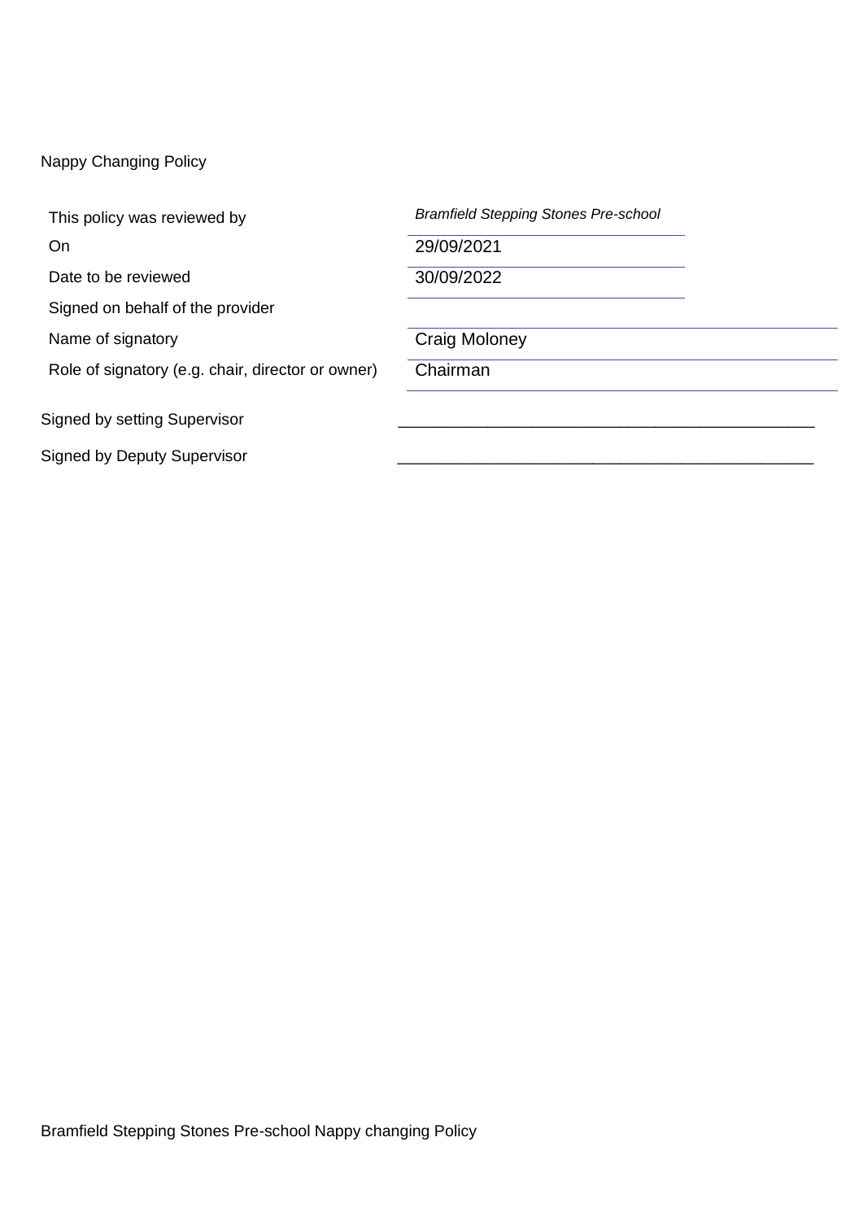Nappy Changing Policy

| | |
|---|---|
| This policy was reviewed by | *Bramfield Stepping Stones Pre-school* |
| On | 29/09/2021 |
| Date to be reviewed | 30/09/2022 |
| Signed on behalf of the provider | |
| Name of signatory | Craig Moloney |
| Role of signatory (e.g. chair, director or owner) | Chairman |

Signed by setting Supervisor ____________________________________________

Signed by Deputy Supervisor ____________________________________________

Bramfield Stepping Stones Pre-school Nappy changing Policy